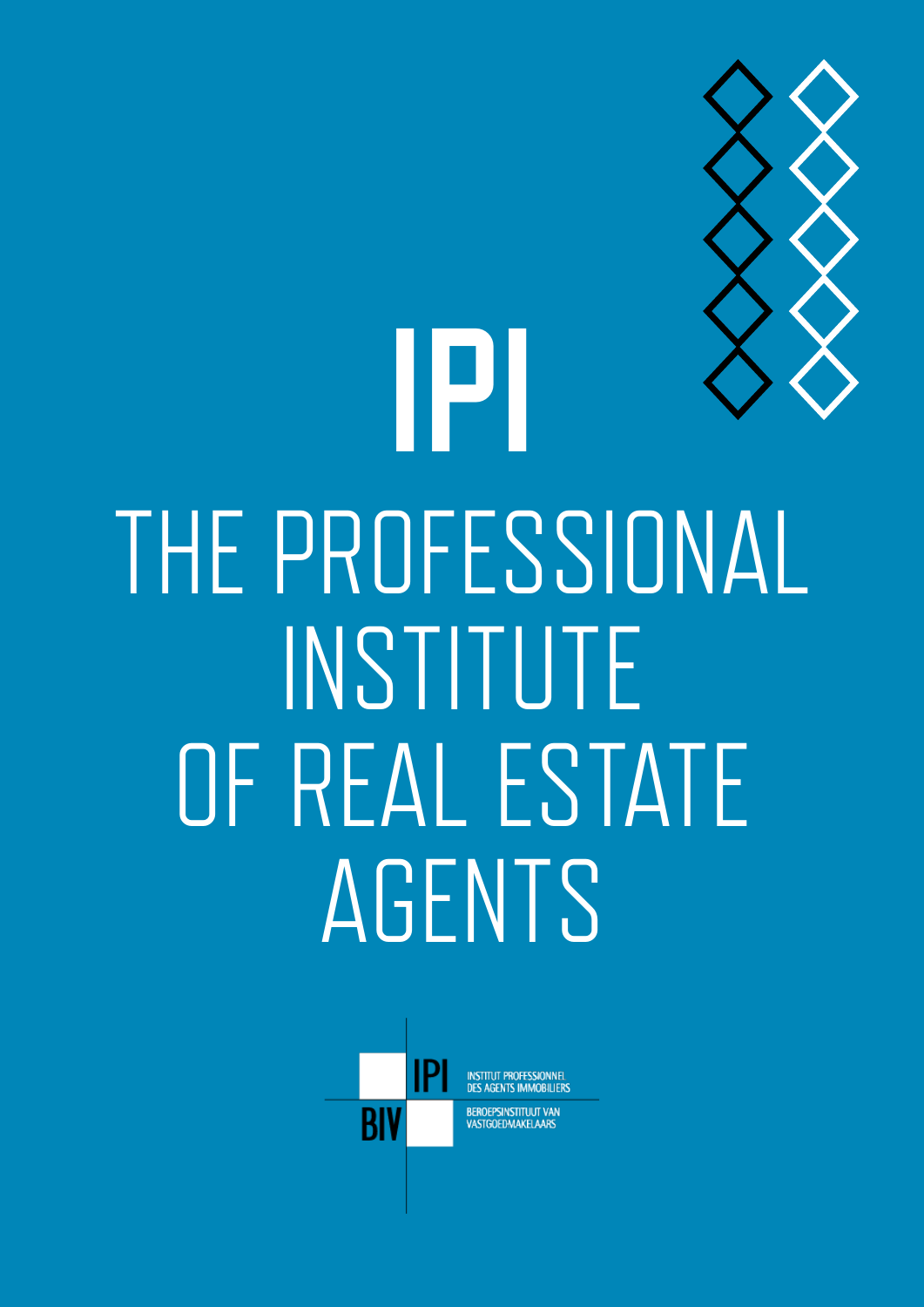# IPI

# THE PROFESSIONAL INSTITUTE OF REAL ESTATE AGENTS

IPI
BIV

INSTITUT PROFESSIONNEL DES AGENTS IMMOBILIERS

BEROEPSINSTITUUT VAN VASTGOEDMAKELAARS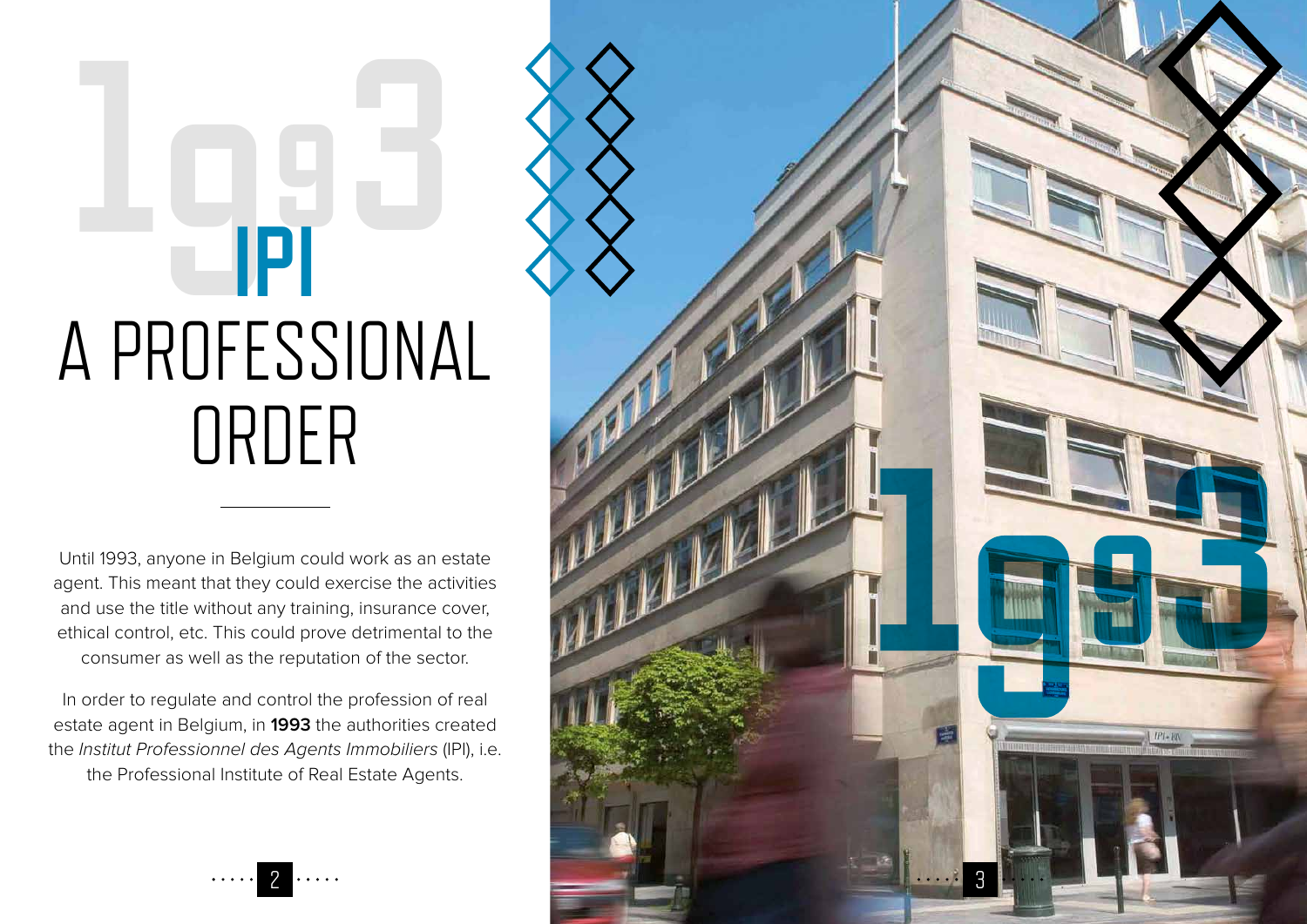# 1993 IPI

# A PROFESSIONAL ORDER

Until 1993, anyone in Belgium could work as an estate agent. This meant that they could exercise the activities and use the title without any training, insurance cover, ethical control, etc. This could prove detrimental to the consumer as well as the reputation of the sector.

In order to regulate and control the profession of real estate agent in Belgium, in **1993** the authorities created the *Institut Professionnel des Agents Immobiliers* (IPI), i.e. the Professional Institute of Real Estate Agents.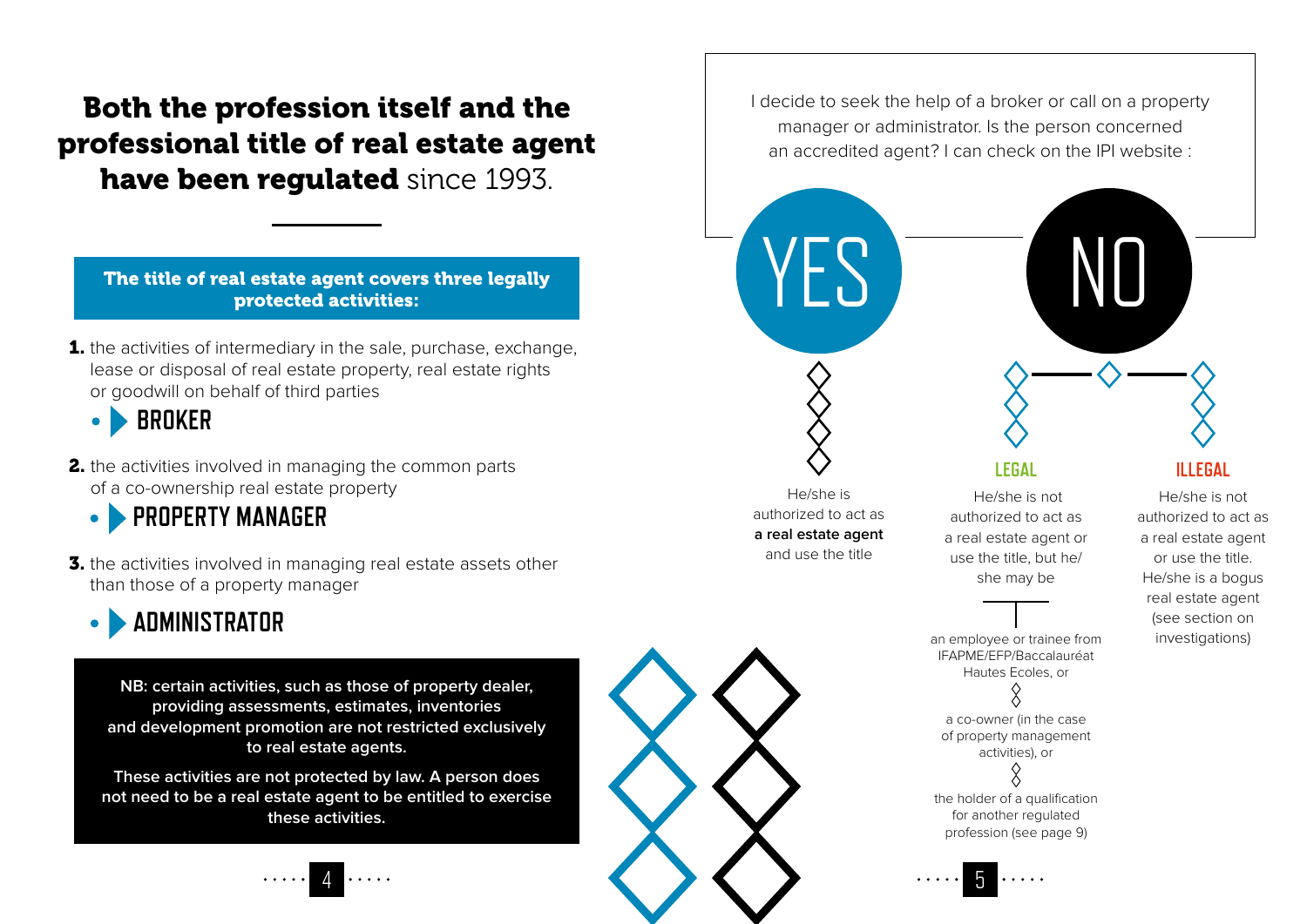# **Both the profession itself and the professional title of real estate agent have been regulated** since 1993.

**The title of real estate agent covers three legally protected activities:**

1. the activities of intermediary in the sale, purchase, exchange, lease or disposal of real estate property, real estate rights or goodwill on behalf of third parties
   - **BROKER**
2. the activities involved in managing the common parts of a co-ownership real estate property
   - **PROPERTY MANAGER**
3. the activities involved in managing real estate assets other than those of a property manager
   - **ADMINISTRATOR**

**NB: certain activities, such as those of property dealer, providing assessments, estimates, inventories and development promotion are not restricted exclusively to real estate agents.**

**These activities are not protected by law. A person does not need to be a real estate agent to be entitled to exercise these activities.**

I decide to seek the help of a broker or call on a property manager or administrator. Is the person concerned an accredited agent? I can check on the IPI website :

**YES**

He/she is authorized to act as **a real estate agent** and use the title

**NO**

**LEGAL**

He/she is not authorized to act as a real estate agent or use the title, but he/she may be

- an employee or trainee from IFAPME/EFP/Baccalauréat Hautes Ecoles, or
- a co-owner (in the case of property management activities), or
- the holder of a qualification for another regulated profession (see page 9)

**ILLEGAL**

He/she is not authorized to act as a real estate agent or use the title. He/she is a bogus real estate agent (see section on investigations)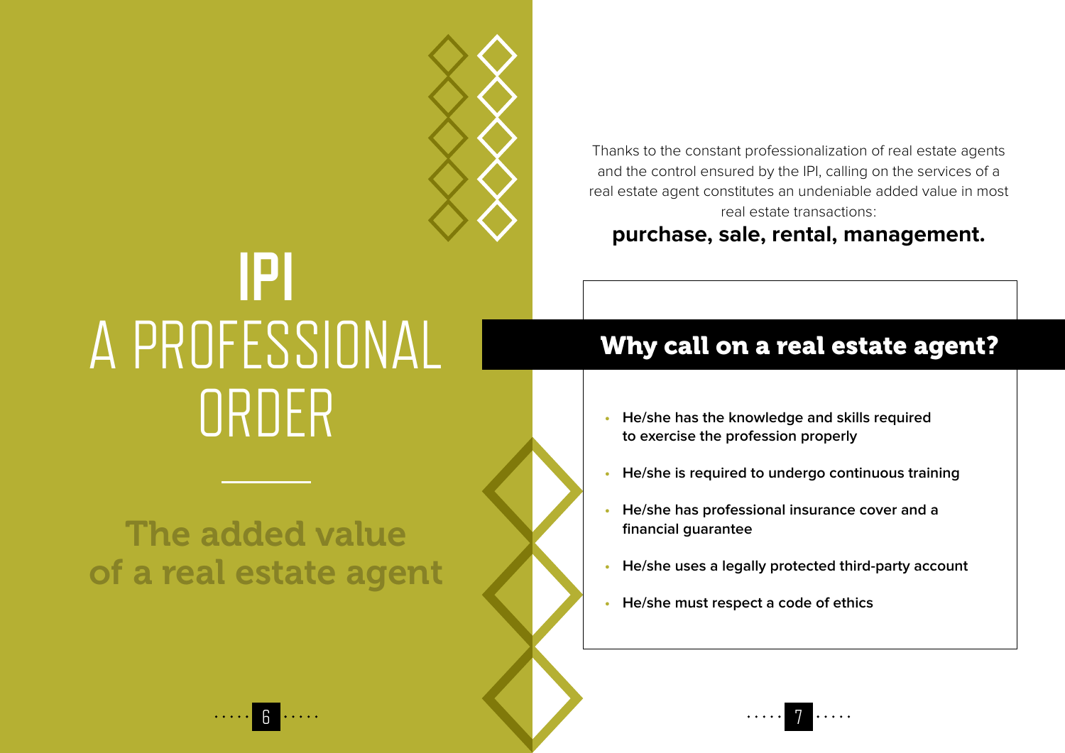# IPI A PROFESSIONAL ORDER

## The added value of a real estate agent

Thanks to the constant professionalization of real estate agents and the control ensured by the IPI, calling on the services of a real estate agent constitutes an undeniable added value in most real estate transactions:

**purchase, sale, rental, management.**

### Why call on a real estate agent?

- **He/she has the knowledge and skills required to exercise the profession properly**
- **He/she is required to undergo continuous training**
- **He/she has professional insurance cover and a financial guarantee**
- **He/she uses a legally protected third-party account**
- **He/she must respect a code of ethics**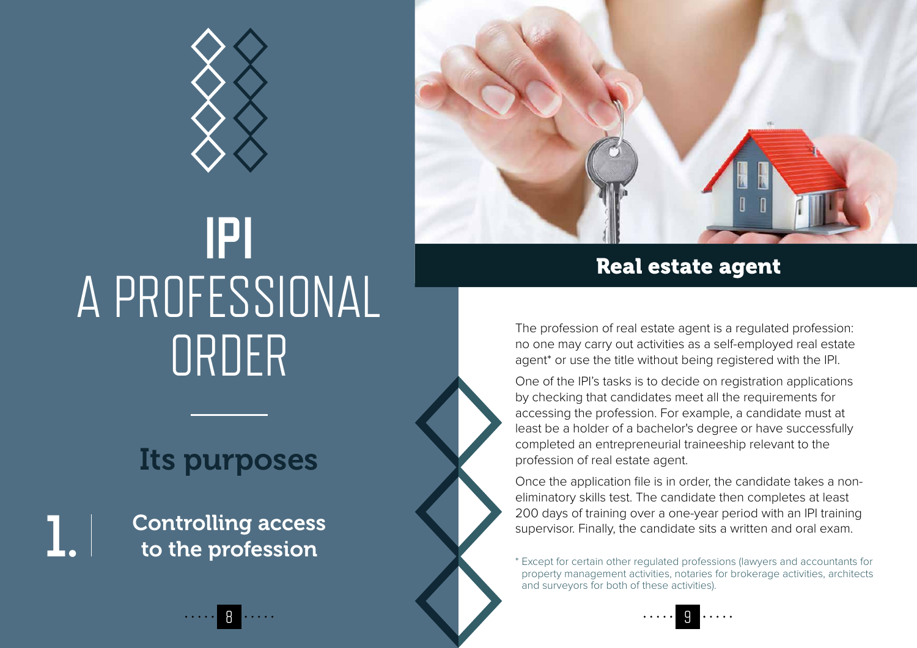# IPI A PROFESSIONAL ORDER

## Its purposes

### 1. Controlling access to the profession

## Real estate agent

The profession of real estate agent is a regulated profession: no one may carry out activities as a self-employed real estate agent* or use the title without being registered with the IPI.

One of the IPI's tasks is to decide on registration applications by checking that candidates meet all the requirements for accessing the profession. For example, a candidate must at least be a holder of a bachelor's degree or have successfully completed an entrepreneurial traineeship relevant to the profession of real estate agent.

Once the application file is in order, the candidate takes a non-eliminatory skills test. The candidate then completes at least 200 days of training over a one-year period with an IPI training supervisor. Finally, the candidate sits a written and oral exam.

* Except for certain other regulated professions (lawyers and accountants for property management activities, notaries for brokerage activities, architects and surveyors for both of these activities).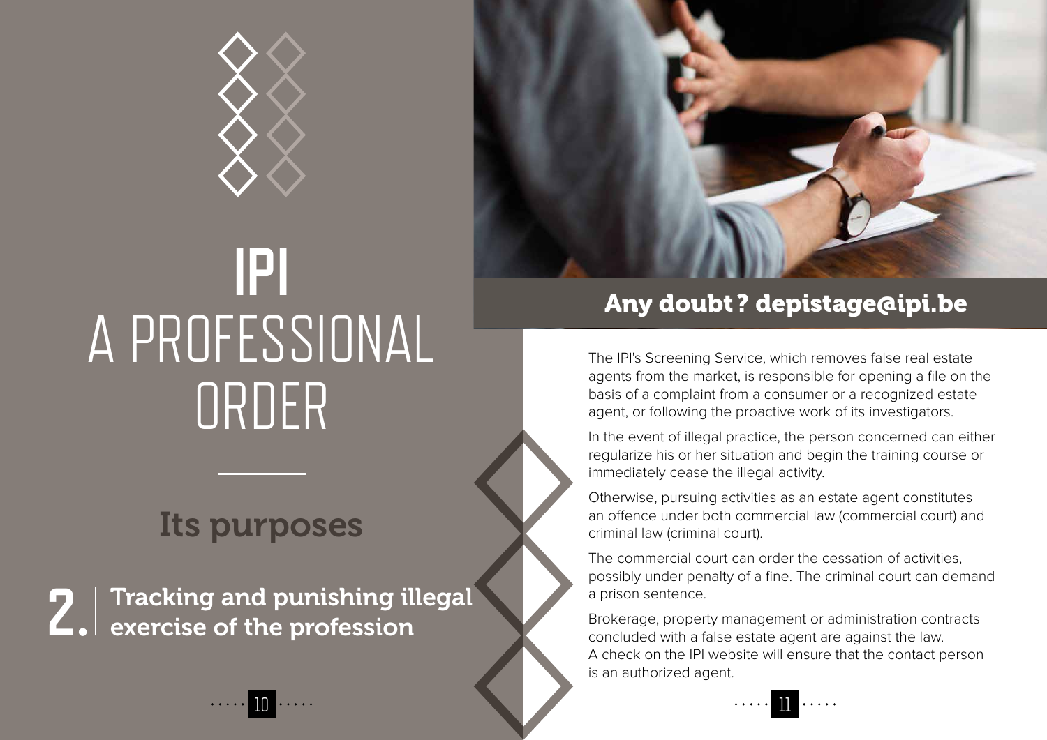# IPI A PROFESSIONAL ORDER

## Its purposes

### 2. Tracking and punishing illegal exercise of the profession

## Any doubt? depistage@ipi.be

The IPI's Screening Service, which removes false real estate agents from the market, is responsible for opening a file on the basis of a complaint from a consumer or a recognized estate agent, or following the proactive work of its investigators.

In the event of illegal practice, the person concerned can either regularize his or her situation and begin the training course or immediately cease the illegal activity.

Otherwise, pursuing activities as an estate agent constitutes an offence under both commercial law (commercial court) and criminal law (criminal court).

The commercial court can order the cessation of activities, possibly under penalty of a fine. The criminal court can demand a prison sentence.

Brokerage, property management or administration contracts concluded with a false estate agent are against the law. A check on the IPI website will ensure that the contact person is an authorized agent.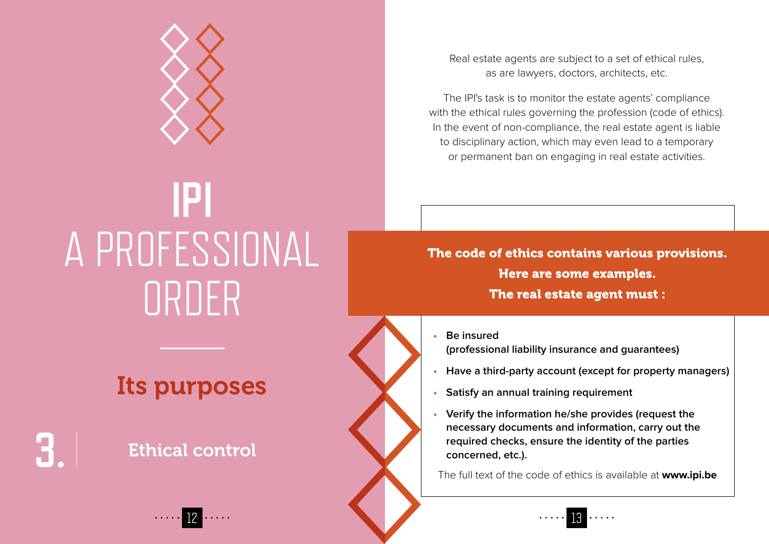# IPI
# A PROFESSIONAL ORDER

## Its purposes

### 3. Ethical control

Real estate agents are subject to a set of ethical rules, as are lawyers, doctors, architects, etc.

The IPI's task is to monitor the estate agents' compliance with the ethical rules governing the profession (code of ethics). In the event of non-compliance, the real estate agent is liable to disciplinary action, which may even lead to a temporary or permanent ban on engaging in real estate activities.

**The code of ethics contains various provisions. Here are some examples. The real estate agent must :**

- **Be insured (professional liability insurance and guarantees)**
- **Have a third-party account (except for property managers)**
- **Satisfy an annual training requirement**
- **Verify the information he/she provides (request the necessary documents and information, carry out the required checks, ensure the identity of the parties concerned, etc.).**

The full text of the code of ethics is available at **www.ipi.be**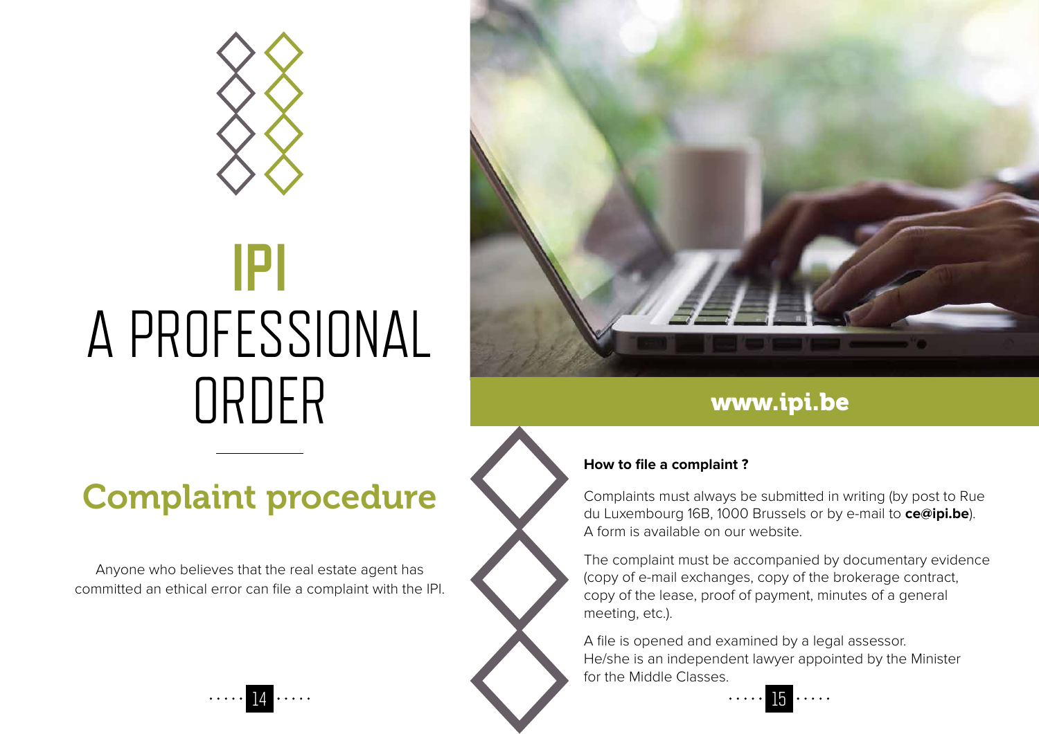# IPI A PROFESSIONAL ORDER

## Complaint procedure

Anyone who believes that the real estate agent has committed an ethical error can file a complaint with the IPI.

**www.ipi.be**

### How to file a complaint ?

Complaints must always be submitted in writing (by post to Rue du Luxembourg 16B, 1000 Brussels or by e-mail to **ce@ipi.be**). A form is available on our website.

The complaint must be accompanied by documentary evidence (copy of e-mail exchanges, copy of the brokerage contract, copy of the lease, proof of payment, minutes of a general meeting, etc.).

A file is opened and examined by a legal assessor. He/she is an independent lawyer appointed by the Minister for the Middle Classes.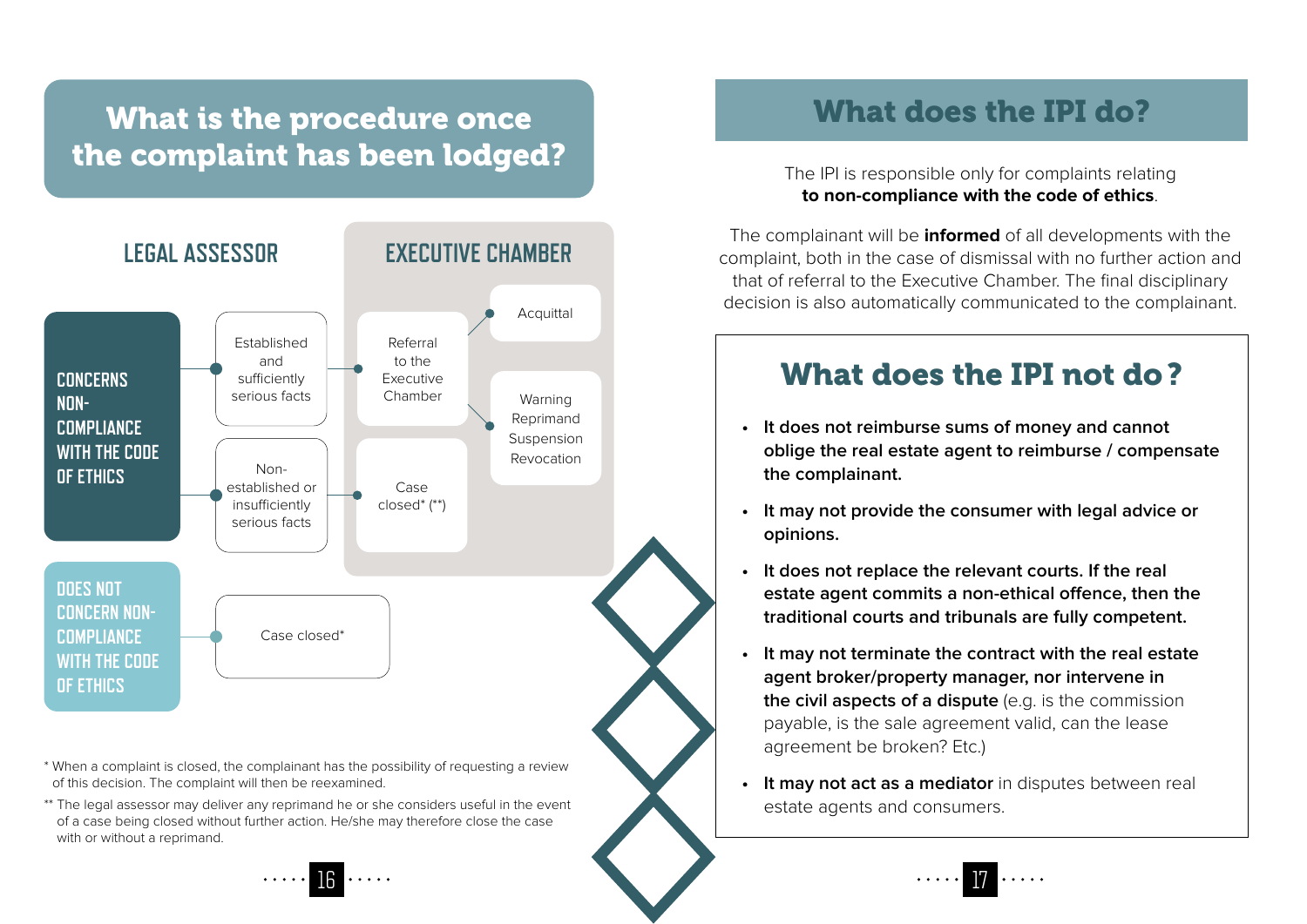# What is the procedure once the complaint has been lodged?

**LEGAL ASSESSOR**

**EXECUTIVE CHAMBER**

**CONCERNS NON-COMPLIANCE WITH THE CODE OF ETHICS**

- Established and sufficiently serious facts → Referral to the Executive Chamber → Acquittal / Warning, Reprimand, Suspension, Revocation
- Non-established or insufficiently serious facts → Case closed* (**)

**DOES NOT CONCERN NON-COMPLIANCE WITH THE CODE OF ETHICS**

- Case closed*

\* When a complaint is closed, the complainant has the possibility of requesting a review of this decision. The complaint will then be reexamined.

\*\* The legal assessor may deliver any reprimand he or she considers useful in the event of a case being closed without further action. He/she may therefore close the case with or without a reprimand.

# What does the IPI do?

The IPI is responsible only for complaints relating **to non-compliance with the code of ethics**.

The complainant will be **informed** of all developments with the complaint, both in the case of dismissal with no further action and that of referral to the Executive Chamber. The final disciplinary decision is also automatically communicated to the complainant.

## What does the IPI not do?

- **It does not reimburse sums of money and cannot oblige the real estate agent to reimburse / compensate the complainant.**
- **It may not provide the consumer with legal advice or opinions.**
- **It does not replace the relevant courts. If the real estate agent commits a non-ethical offence, then the traditional courts and tribunals are fully competent.**
- **It may not terminate the contract with the real estate agent broker/property manager, nor intervene in the civil aspects of a dispute** (e.g. is the commission payable, is the sale agreement valid, can the lease agreement be broken? Etc.)
- **It may not act as a mediator** in disputes between real estate agents and consumers.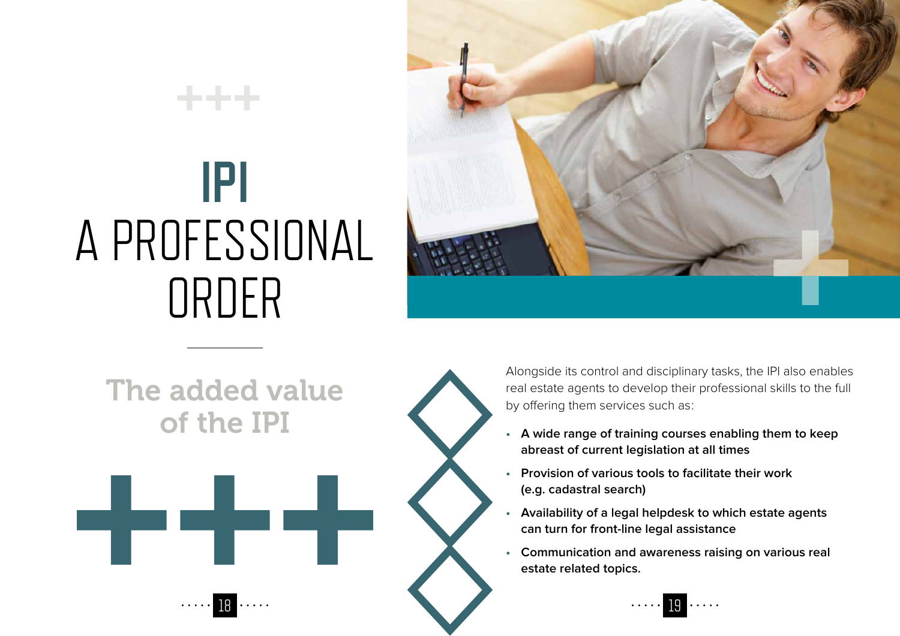# IPI
# A PROFESSIONAL ORDER

## The added value of the IPI

Alongside its control and disciplinary tasks, the IPI also enables real estate agents to develop their professional skills to the full by offering them services such as:

- **A wide range of training courses enabling them to keep abreast of current legislation at all times**
- **Provision of various tools to facilitate their work (e.g. cadastral search)**
- **Availability of a legal helpdesk to which estate agents can turn for front-line legal assistance**
- **Communication and awareness raising on various real estate related topics.**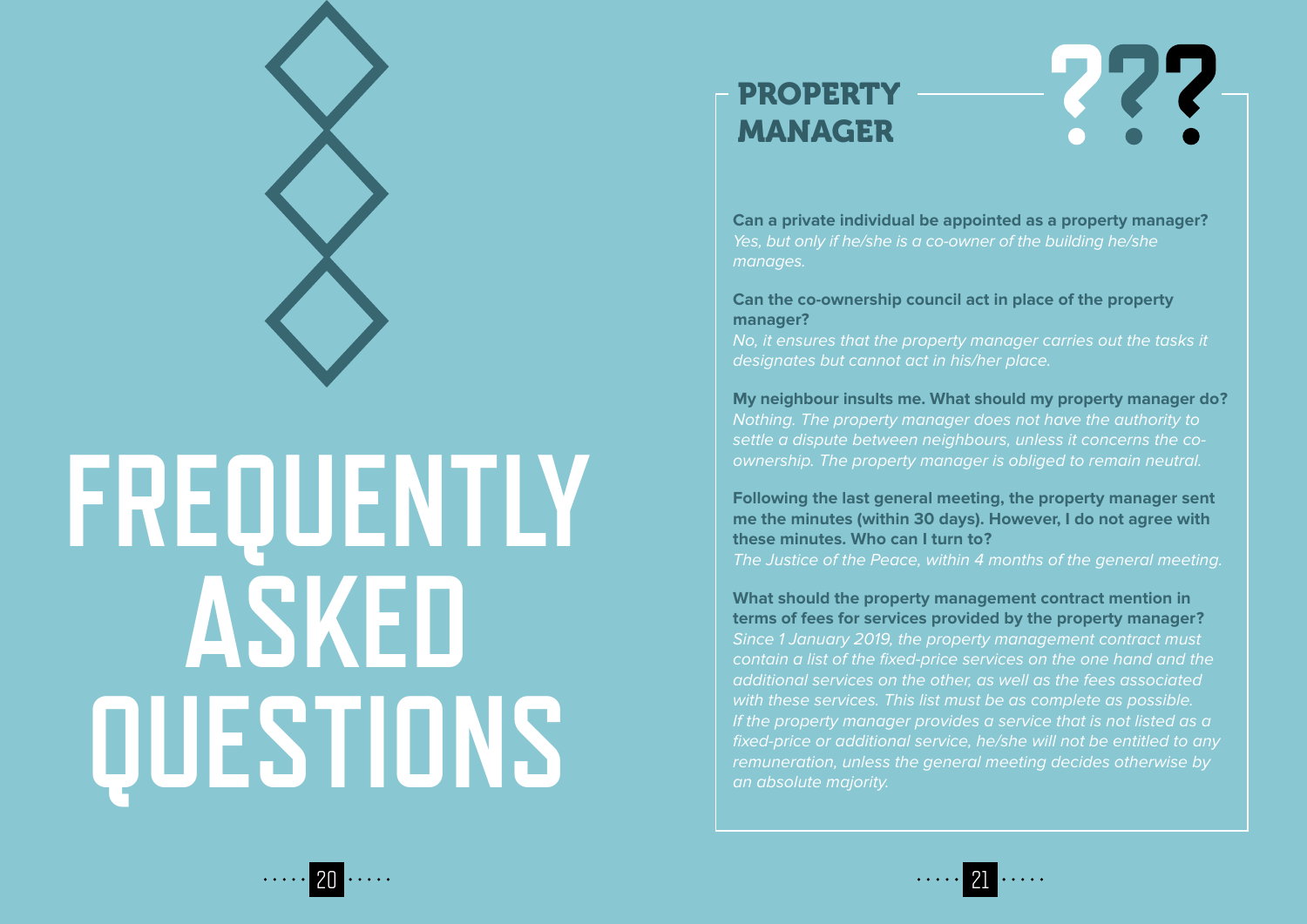# FREQUENTLY ASKED QUESTIONS

## PROPERTY MANAGER

**Can a private individual be appointed as a property manager?**
*Yes, but only if he/she is a co-owner of the building he/she manages.*

**Can the co-ownership council act in place of the property manager?**
*No, it ensures that the property manager carries out the tasks it designates but cannot act in his/her place.*

**My neighbour insults me. What should my property manager do?**
*Nothing. The property manager does not have the authority to settle a dispute between neighbours, unless it concerns the co-ownership. The property manager is obliged to remain neutral.*

**Following the last general meeting, the property manager sent me the minutes (within 30 days). However, I do not agree with these minutes. Who can I turn to?**
*The Justice of the Peace, within 4 months of the general meeting.*

**What should the property management contract mention in terms of fees for services provided by the property manager?**
*Since 1 January 2019, the property management contract must contain a list of the fixed-price services on the one hand and the additional services on the other, as well as the fees associated with these services. This list must be as complete as possible. If the property manager provides a service that is not listed as a fixed-price or additional service, he/she will not be entitled to any remuneration, unless the general meeting decides otherwise by an absolute majority.*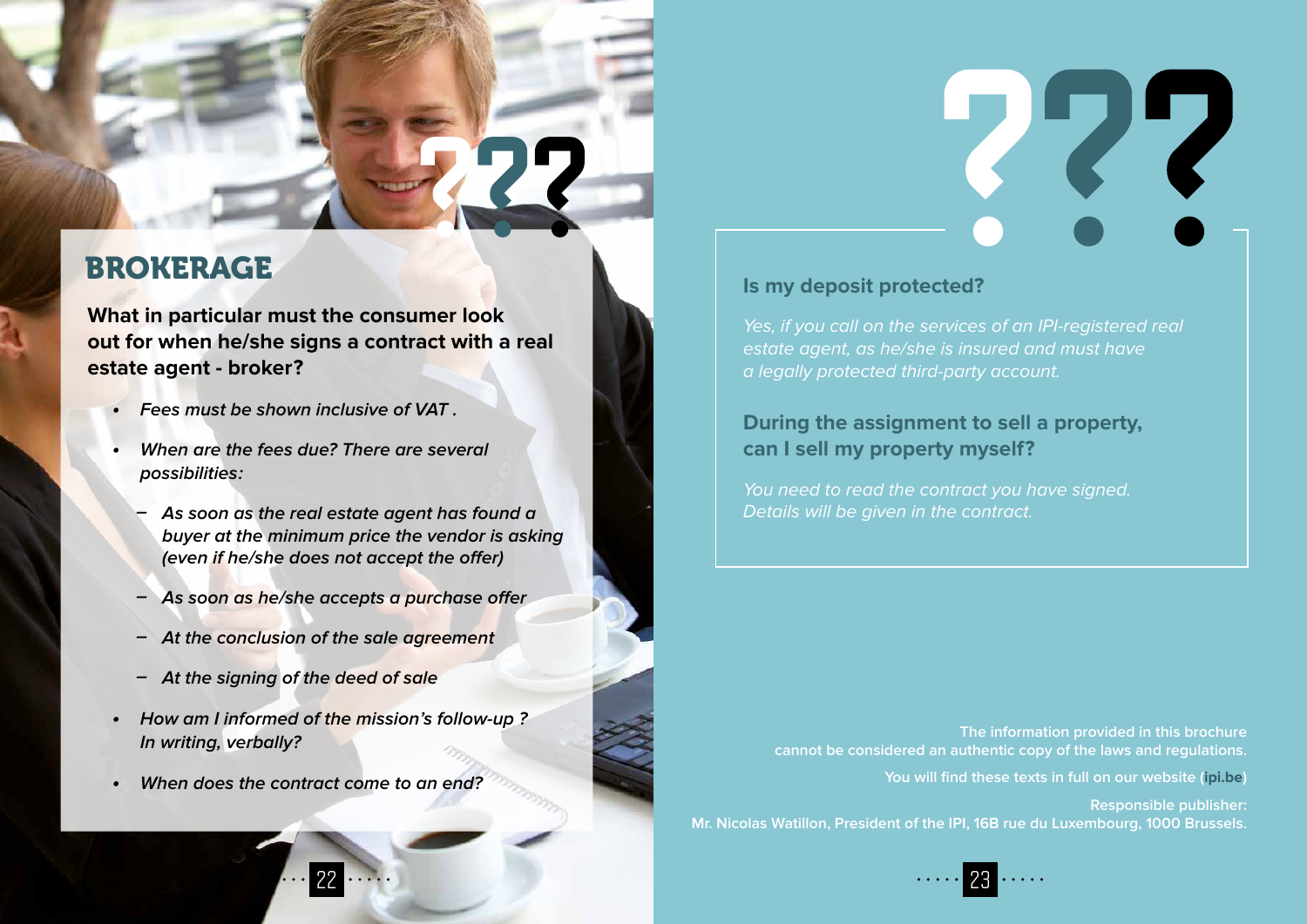## BROKERAGE

**What in particular must the consumer look out for when he/she signs a contract with a real estate agent - broker?**

- ***Fees must be shown inclusive of VAT .***
- ***When are the fees due? There are several possibilities:***
  - ***As soon as the real estate agent has found a buyer at the minimum price the vendor is asking (even if he/she does not accept the offer)***
  - ***As soon as he/she accepts a purchase offer***
  - ***At the conclusion of the sale agreement***
  - ***At the signing of the deed of sale***
- ***How am I informed of the mission's follow-up ? In writing, verbally?***
- ***When does the contract come to an end?***

**Is my deposit protected?**

*Yes, if you call on the services of an IPI-registered real estate agent, as he/she is insured and must have a legally protected third-party account.*

**During the assignment to sell a property, can I sell my property myself?**

*You need to read the contract you have signed. Details will be given in the contract.*

**The information provided in this brochure cannot be considered an authentic copy of the laws and regulations.**

**You will find these texts in full on our website (ipi.be)**

**Responsible publisher:**
**Mr. Nicolas Watillon, President of the IPI, 16B rue du Luxembourg, 1000 Brussels.**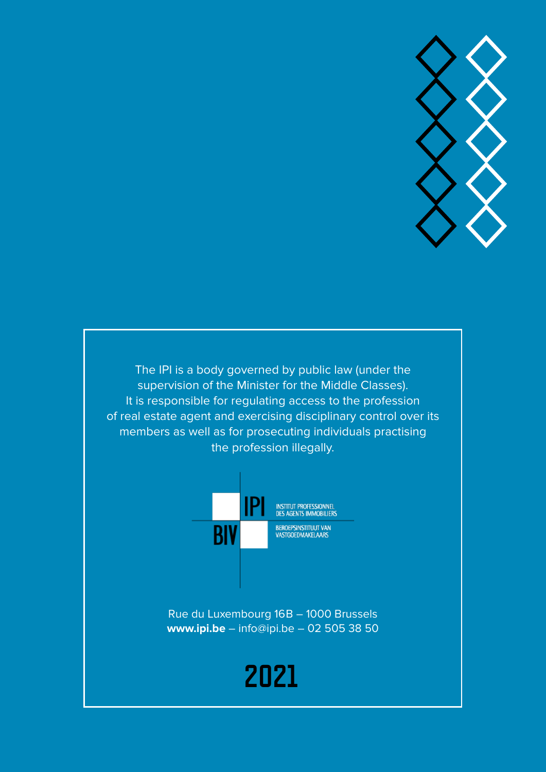The IPI is a body governed by public law (under the supervision of the Minister for the Middle Classes). It is responsible for regulating access to the profession of real estate agent and exercising disciplinary control over its members as well as for prosecuting individuals practising the profession illegally.

IPI INSTITUT PROFESSIONNEL DES AGENTS IMMOBILIERS

BIV BEROEPSINSTITUUT VAN VASTGOEDMAKELAARS

Rue du Luxembourg 16B – 1000 Brussels
**www.ipi.be** – info@ipi.be – 02 505 38 50

**2021**